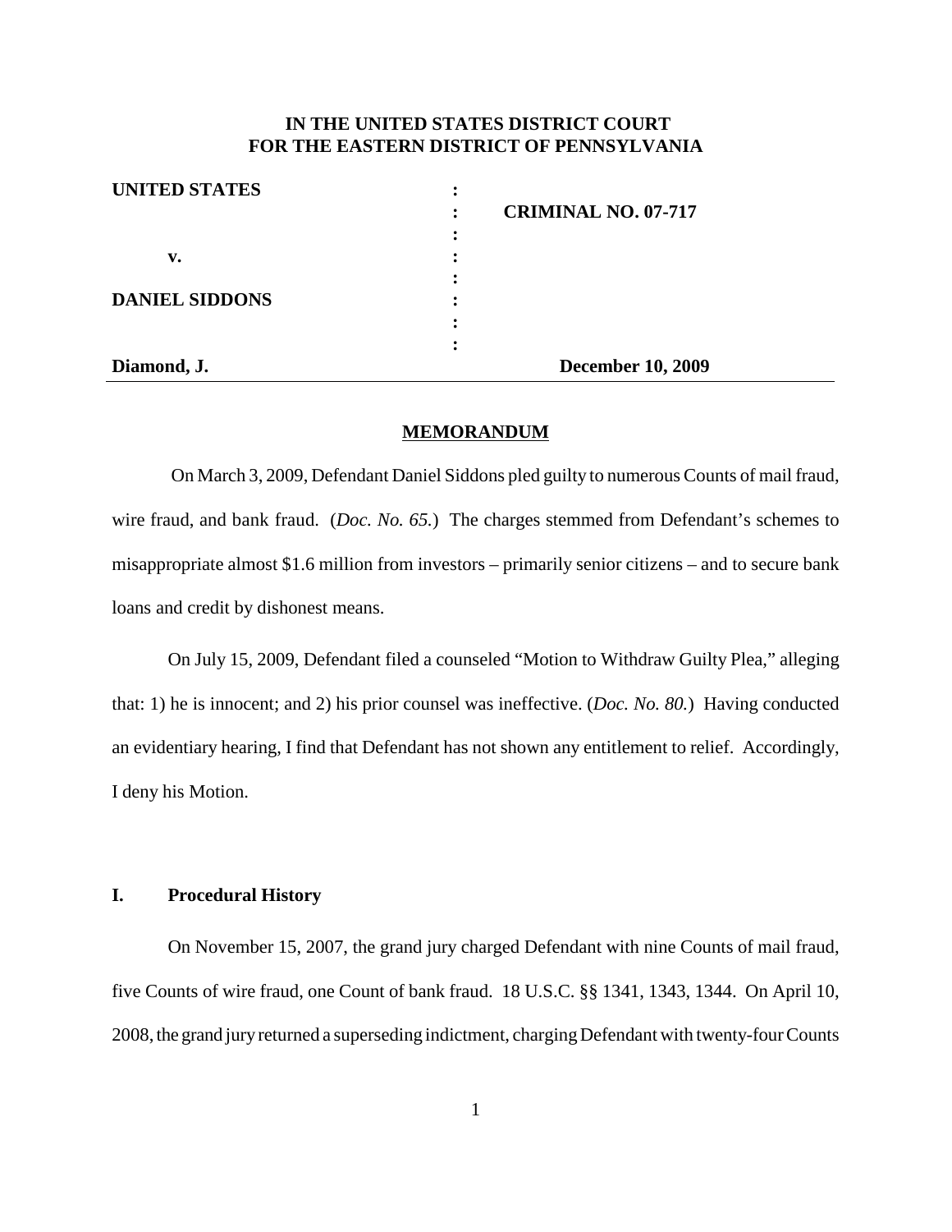**IN THE UNITED STATES DISTRICT COURT**
**FOR THE EASTERN DISTRICT OF PENNSYLVANIA**

| | | |
|---|---|---|
| **UNITED STATES** | : | |
| | : | **CRIMINAL NO. 07-717** |
| | : | |
| **v.** | : | |
| | : | |
| **DANIEL SIDDONS** | : | |
| | : | |
| | : | |
| **Diamond, J.** | | **December 10, 2009** |

## MEMORANDUM

On March 3, 2009, Defendant Daniel Siddons pled guilty to numerous Counts of mail fraud, wire fraud, and bank fraud. (*Doc. No. 65.*) The charges stemmed from Defendant's schemes to misappropriate almost $1.6 million from investors – primarily senior citizens – and to secure bank loans and credit by dishonest means.

On July 15, 2009, Defendant filed a counseled "Motion to Withdraw Guilty Plea," alleging that: 1) he is innocent; and 2) his prior counsel was ineffective. (*Doc. No. 80.*) Having conducted an evidentiary hearing, I find that Defendant has not shown any entitlement to relief. Accordingly, I deny his Motion.

## I. Procedural History

On November 15, 2007, the grand jury charged Defendant with nine Counts of mail fraud, five Counts of wire fraud, one Count of bank fraud. 18 U.S.C. §§ 1341, 1343, 1344. On April 10, 2008, the grand jury returned a superseding indictment, charging Defendant with twenty-four Counts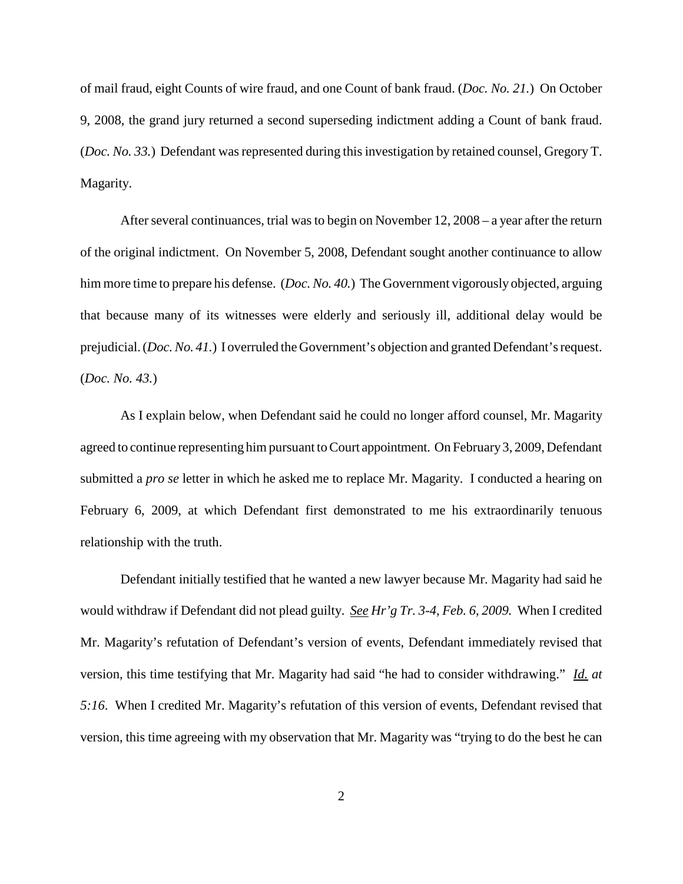of mail fraud, eight Counts of wire fraud, and one Count of bank fraud. (*Doc. No. 21.*) On October 9, 2008, the grand jury returned a second superseding indictment adding a Count of bank fraud. (*Doc. No. 33.*) Defendant was represented during this investigation by retained counsel, Gregory T. Magarity.

After several continuances, trial was to begin on November 12, 2008 – a year after the return of the original indictment. On November 5, 2008, Defendant sought another continuance to allow him more time to prepare his defense. (*Doc. No. 40.*) The Government vigorously objected, arguing that because many of its witnesses were elderly and seriously ill, additional delay would be prejudicial. (*Doc. No. 41.*) I overruled the Government's objection and granted Defendant's request. (*Doc. No. 43.*)

As I explain below, when Defendant said he could no longer afford counsel, Mr. Magarity agreed to continue representing him pursuant to Court appointment. On February 3, 2009, Defendant submitted a *pro se* letter in which he asked me to replace Mr. Magarity. I conducted a hearing on February 6, 2009, at which Defendant first demonstrated to me his extraordinarily tenuous relationship with the truth.

Defendant initially testified that he wanted a new lawyer because Mr. Magarity had said he would withdraw if Defendant did not plead guilty. *See Hr'g Tr. 3-4, Feb. 6, 2009.* When I credited Mr. Magarity's refutation of Defendant's version of events, Defendant immediately revised that version, this time testifying that Mr. Magarity had said "he had to consider withdrawing." *Id. at 5:16*. When I credited Mr. Magarity's refutation of this version of events, Defendant revised that version, this time agreeing with my observation that Mr. Magarity was "trying to do the best he can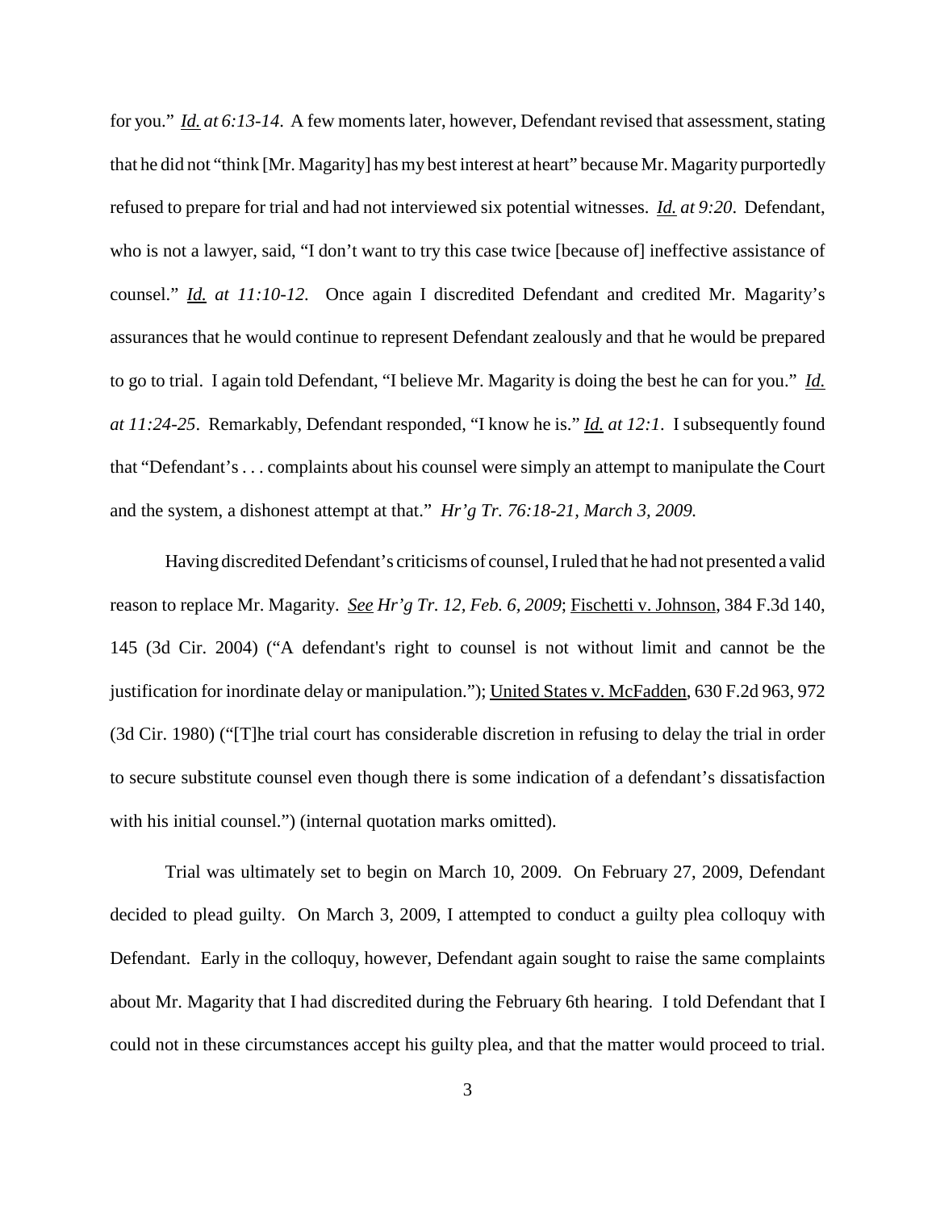for you." _Id._ *at 6:13-14*. A few moments later, however, Defendant revised that assessment, stating that he did not "think [Mr. Magarity] has my best interest at heart" because Mr. Magarity purportedly refused to prepare for trial and had not interviewed six potential witnesses. _Id._ *at 9:20*. Defendant, who is not a lawyer, said, "I don't want to try this case twice [because of] ineffective assistance of counsel." _Id._ *at 11:10-12*. Once again I discredited Defendant and credited Mr. Magarity's assurances that he would continue to represent Defendant zealously and that he would be prepared to go to trial. I again told Defendant, "I believe Mr. Magarity is doing the best he can for you." _Id._ *at 11:24-25*. Remarkably, Defendant responded, "I know he is." _Id._ *at 12:1*. I subsequently found that "Defendant's . . . complaints about his counsel were simply an attempt to manipulate the Court and the system, a dishonest attempt at that." *Hr'g Tr. 76:18-21, March 3, 2009.*

Having discredited Defendant's criticisms of counsel, I ruled that he had not presented a valid reason to replace Mr. Magarity. _See_ *Hr'g Tr. 12, Feb. 6, 2009*; Fischetti v. Johnson, 384 F.3d 140, 145 (3d Cir. 2004) ("A defendant's right to counsel is not without limit and cannot be the justification for inordinate delay or manipulation."); United States v. McFadden, 630 F.2d 963, 972 (3d Cir. 1980) ("[T]he trial court has considerable discretion in refusing to delay the trial in order to secure substitute counsel even though there is some indication of a defendant's dissatisfaction with his initial counsel.") (internal quotation marks omitted).

Trial was ultimately set to begin on March 10, 2009. On February 27, 2009, Defendant decided to plead guilty. On March 3, 2009, I attempted to conduct a guilty plea colloquy with Defendant. Early in the colloquy, however, Defendant again sought to raise the same complaints about Mr. Magarity that I had discredited during the February 6th hearing. I told Defendant that I could not in these circumstances accept his guilty plea, and that the matter would proceed to trial.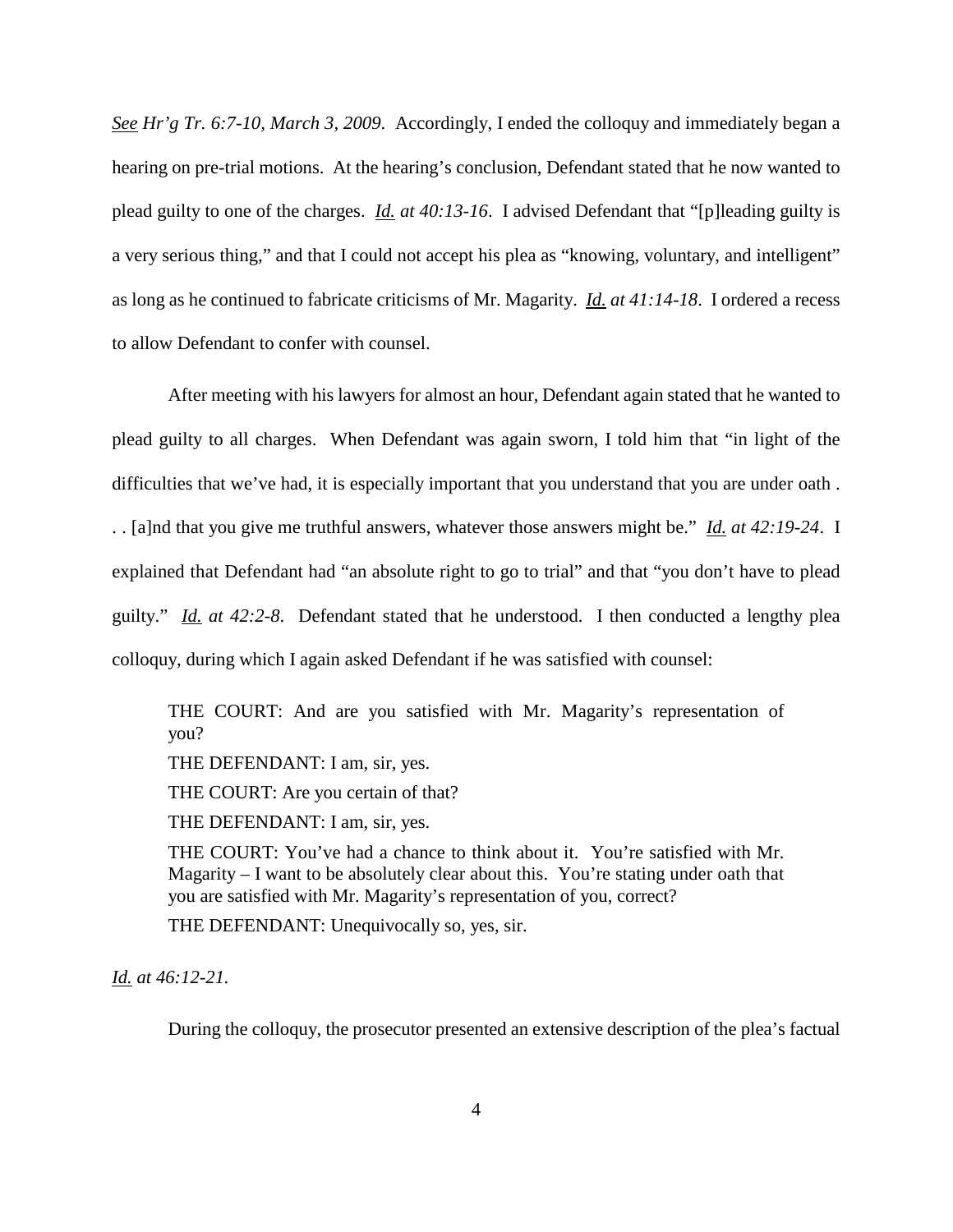*See Hr'g Tr. 6:7-10, March 3, 2009*. Accordingly, I ended the colloquy and immediately began a hearing on pre-trial motions. At the hearing's conclusion, Defendant stated that he now wanted to plead guilty to one of the charges. *Id. at 40:13-16*. I advised Defendant that "[p]leading guilty is a very serious thing," and that I could not accept his plea as "knowing, voluntary, and intelligent" as long as he continued to fabricate criticisms of Mr. Magarity. *Id. at 41:14-18*. I ordered a recess to allow Defendant to confer with counsel.

After meeting with his lawyers for almost an hour, Defendant again stated that he wanted to plead guilty to all charges. When Defendant was again sworn, I told him that "in light of the difficulties that we've had, it is especially important that you understand that you are under oath . . . [a]nd that you give me truthful answers, whatever those answers might be." *Id. at 42:19-24*. I explained that Defendant had "an absolute right to go to trial" and that "you don't have to plead guilty." *Id. at 42:2-8*. Defendant stated that he understood. I then conducted a lengthy plea colloquy, during which I again asked Defendant if he was satisfied with counsel:

> THE COURT: And are you satisfied with Mr. Magarity's representation of you?
>
> THE DEFENDANT: I am, sir, yes.
>
> THE COURT: Are you certain of that?
>
> THE DEFENDANT: I am, sir, yes.
>
> THE COURT: You've had a chance to think about it. You're satisfied with Mr. Magarity – I want to be absolutely clear about this. You're stating under oath that you are satisfied with Mr. Magarity's representation of you, correct?
>
> THE DEFENDANT: Unequivocally so, yes, sir.

*Id. at 46:12-21.*

During the colloquy, the prosecutor presented an extensive description of the plea's factual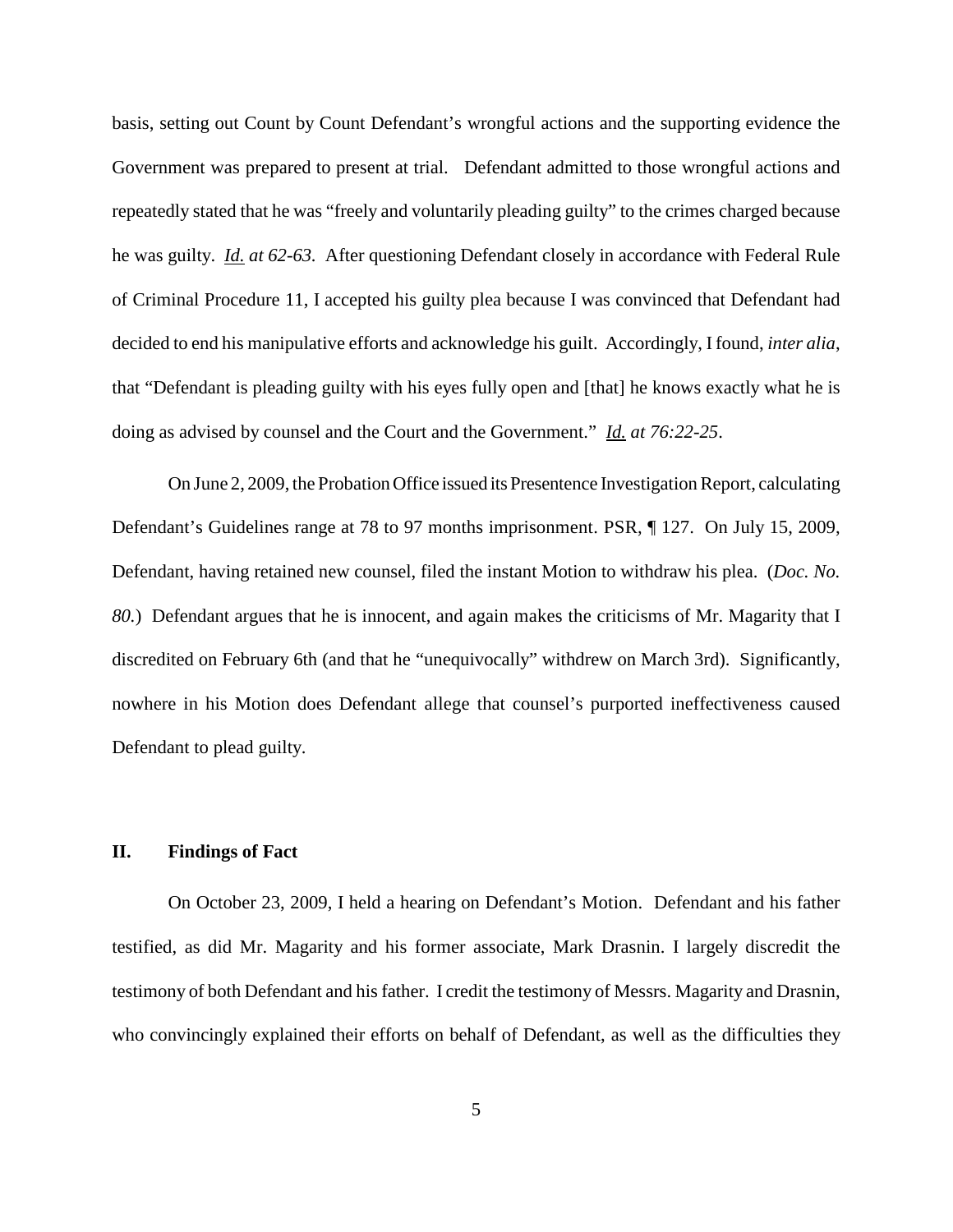basis, setting out Count by Count Defendant's wrongful actions and the supporting evidence the Government was prepared to present at trial. Defendant admitted to those wrongful actions and repeatedly stated that he was "freely and voluntarily pleading guilty" to the crimes charged because he was guilty. *Id. at 62-63.* After questioning Defendant closely in accordance with Federal Rule of Criminal Procedure 11, I accepted his guilty plea because I was convinced that Defendant had decided to end his manipulative efforts and acknowledge his guilt. Accordingly, I found, *inter alia*, that "Defendant is pleading guilty with his eyes fully open and [that] he knows exactly what he is doing as advised by counsel and the Court and the Government." *Id. at 76:22-25*.

On June 2, 2009, the Probation Office issued its Presentence Investigation Report, calculating Defendant's Guidelines range at 78 to 97 months imprisonment. PSR, ¶ 127. On July 15, 2009, Defendant, having retained new counsel, filed the instant Motion to withdraw his plea. (*Doc. No. 80.*) Defendant argues that he is innocent, and again makes the criticisms of Mr. Magarity that I discredited on February 6th (and that he "unequivocally" withdrew on March 3rd). Significantly, nowhere in his Motion does Defendant allege that counsel's purported ineffectiveness caused Defendant to plead guilty.

## II. Findings of Fact

On October 23, 2009, I held a hearing on Defendant's Motion. Defendant and his father testified, as did Mr. Magarity and his former associate, Mark Drasnin. I largely discredit the testimony of both Defendant and his father. I credit the testimony of Messrs. Magarity and Drasnin, who convincingly explained their efforts on behalf of Defendant, as well as the difficulties they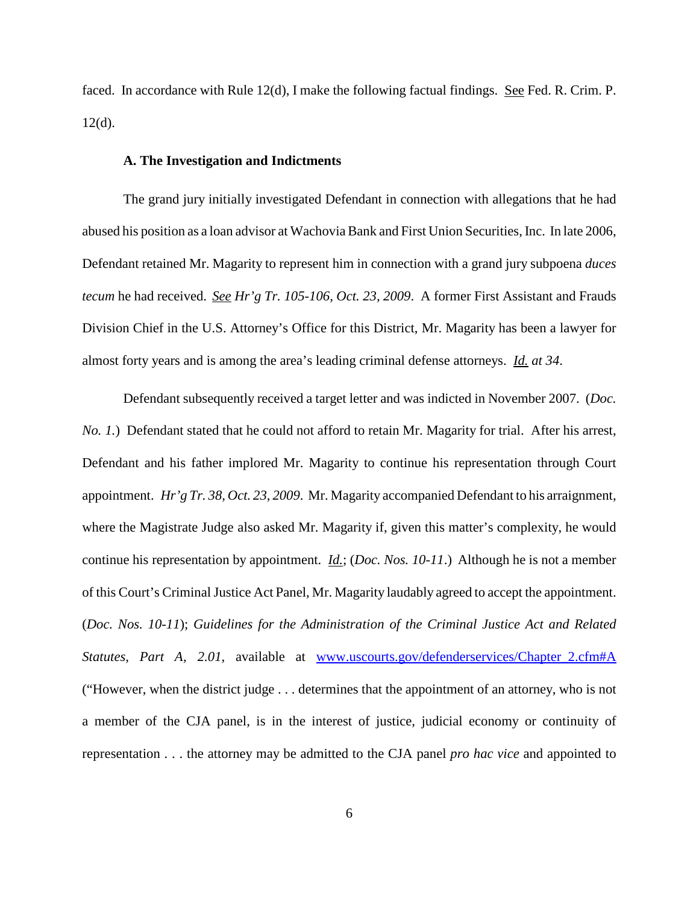faced. In accordance with Rule 12(d), I make the following factual findings. See Fed. R. Crim. P. 12(d).

### A. The Investigation and Indictments

The grand jury initially investigated Defendant in connection with allegations that he had abused his position as a loan advisor at Wachovia Bank and First Union Securities, Inc. In late 2006, Defendant retained Mr. Magarity to represent him in connection with a grand jury subpoena *duces tecum* he had received. *See Hr'g Tr. 105-106, Oct. 23, 2009*. A former First Assistant and Frauds Division Chief in the U.S. Attorney's Office for this District, Mr. Magarity has been a lawyer for almost forty years and is among the area's leading criminal defense attorneys. *Id. at 34*.

Defendant subsequently received a target letter and was indicted in November 2007. (*Doc. No. 1.*) Defendant stated that he could not afford to retain Mr. Magarity for trial. After his arrest, Defendant and his father implored Mr. Magarity to continue his representation through Court appointment. *Hr'g Tr. 38, Oct. 23, 2009*. Mr. Magarity accompanied Defendant to his arraignment, where the Magistrate Judge also asked Mr. Magarity if, given this matter's complexity, he would continue his representation by appointment. *Id.*; (*Doc. Nos. 10-11*.) Although he is not a member of this Court's Criminal Justice Act Panel, Mr. Magarity laudably agreed to accept the appointment. (*Doc. Nos. 10-11*); *Guidelines for the Administration of the Criminal Justice Act and Related Statutes, Part A, 2.01,* available at www.uscourts.gov/defenderservices/Chapter_2.cfm#A ("However, when the district judge . . . determines that the appointment of an attorney, who is not a member of the CJA panel, is in the interest of justice, judicial economy or continuity of representation . . . the attorney may be admitted to the CJA panel *pro hac vice* and appointed to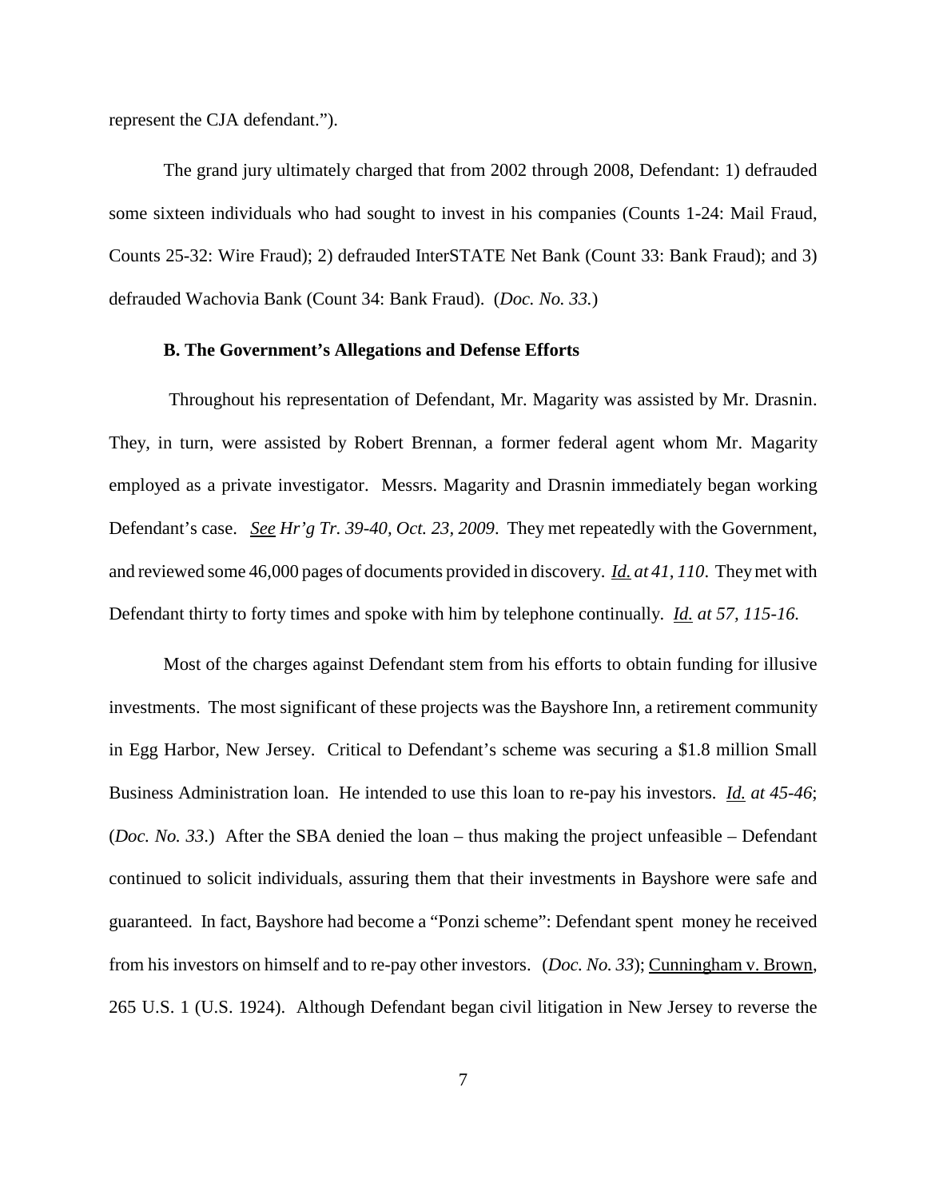represent the CJA defendant.").

The grand jury ultimately charged that from 2002 through 2008, Defendant: 1) defrauded some sixteen individuals who had sought to invest in his companies (Counts 1-24: Mail Fraud, Counts 25-32: Wire Fraud); 2) defrauded InterSTATE Net Bank (Count 33: Bank Fraud); and 3) defrauded Wachovia Bank (Count 34: Bank Fraud). (*Doc. No. 33.*)

**B. The Government's Allegations and Defense Efforts**

Throughout his representation of Defendant, Mr. Magarity was assisted by Mr. Drasnin. They, in turn, were assisted by Robert Brennan, a former federal agent whom Mr. Magarity employed as a private investigator. Messrs. Magarity and Drasnin immediately began working Defendant's case. *See Hr'g Tr. 39-40, Oct. 23, 2009*. They met repeatedly with the Government, and reviewed some 46,000 pages of documents provided in discovery. *Id. at 41, 110*. They met with Defendant thirty to forty times and spoke with him by telephone continually. *Id. at 57, 115-16*.

Most of the charges against Defendant stem from his efforts to obtain funding for illusive investments. The most significant of these projects was the Bayshore Inn, a retirement community in Egg Harbor, New Jersey. Critical to Defendant's scheme was securing a $1.8 million Small Business Administration loan. He intended to use this loan to re-pay his investors. *Id. at 45-46*; (*Doc. No. 33*.) After the SBA denied the loan – thus making the project unfeasible – Defendant continued to solicit individuals, assuring them that their investments in Bayshore were safe and guaranteed. In fact, Bayshore had become a "Ponzi scheme": Defendant spent money he received from his investors on himself and to re-pay other investors. (*Doc. No. 33*); Cunningham v. Brown, 265 U.S. 1 (U.S. 1924). Although Defendant began civil litigation in New Jersey to reverse the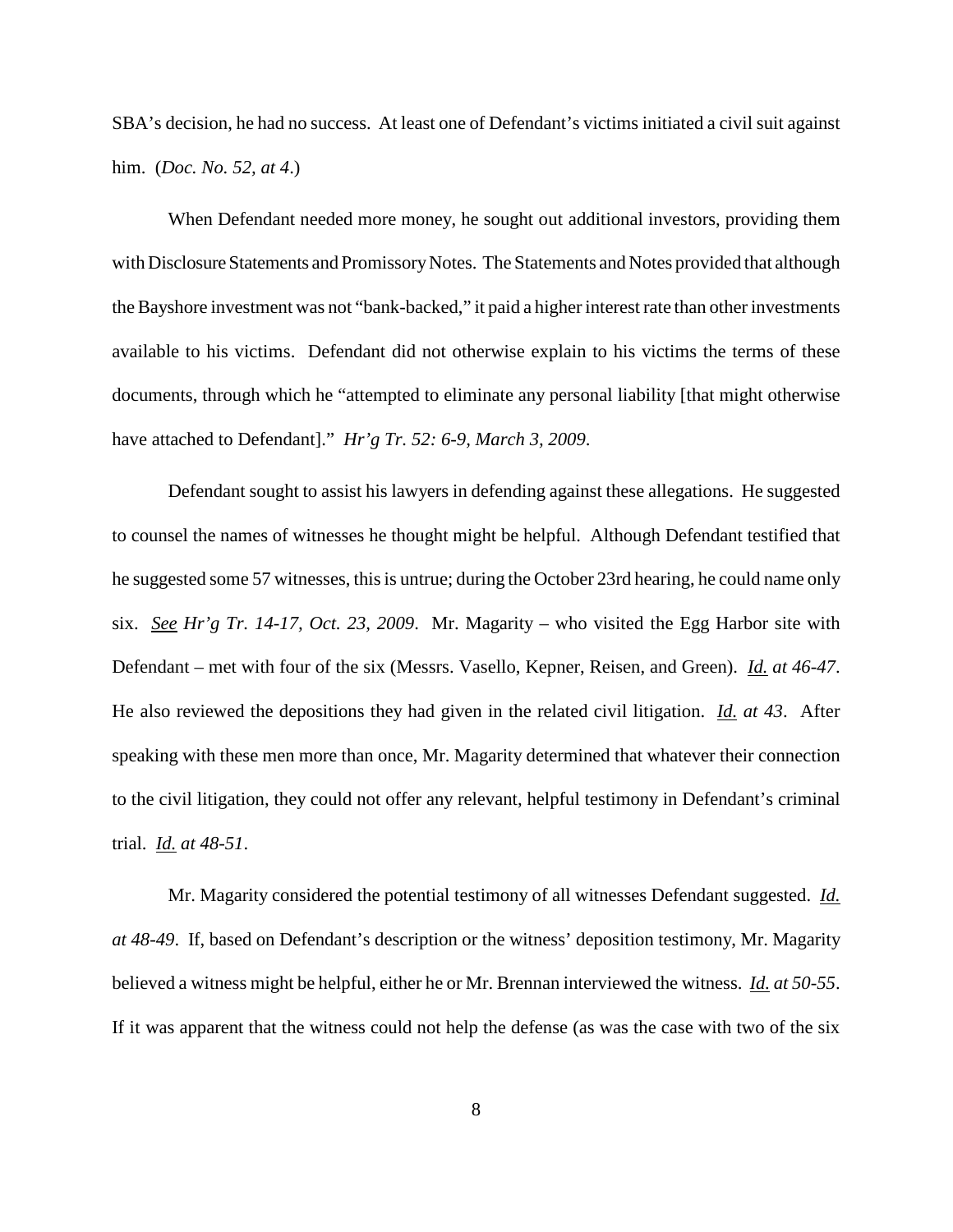SBA's decision, he had no success. At least one of Defendant's victims initiated a civil suit against him. (*Doc. No. 52, at 4*.)

When Defendant needed more money, he sought out additional investors, providing them with Disclosure Statements and Promissory Notes. The Statements and Notes provided that although the Bayshore investment was not "bank-backed," it paid a higher interest rate than other investments available to his victims. Defendant did not otherwise explain to his victims the terms of these documents, through which he "attempted to eliminate any personal liability [that might otherwise have attached to Defendant]." *Hr'g Tr. 52: 6-9, March 3, 2009*.

Defendant sought to assist his lawyers in defending against these allegations. He suggested to counsel the names of witnesses he thought might be helpful. Although Defendant testified that he suggested some 57 witnesses, this is untrue; during the October 23rd hearing, he could name only six. *See Hr'g Tr. 14-17, Oct. 23, 2009*. Mr. Magarity – who visited the Egg Harbor site with Defendant – met with four of the six (Messrs. Vasello, Kepner, Reisen, and Green). *Id. at 46-47*. He also reviewed the depositions they had given in the related civil litigation. *Id. at 43*. After speaking with these men more than once, Mr. Magarity determined that whatever their connection to the civil litigation, they could not offer any relevant, helpful testimony in Defendant's criminal trial. *Id. at 48-51*.

Mr. Magarity considered the potential testimony of all witnesses Defendant suggested. *Id. at 48-49*. If, based on Defendant's description or the witness' deposition testimony, Mr. Magarity believed a witness might be helpful, either he or Mr. Brennan interviewed the witness. *Id. at 50-55*. If it was apparent that the witness could not help the defense (as was the case with two of the six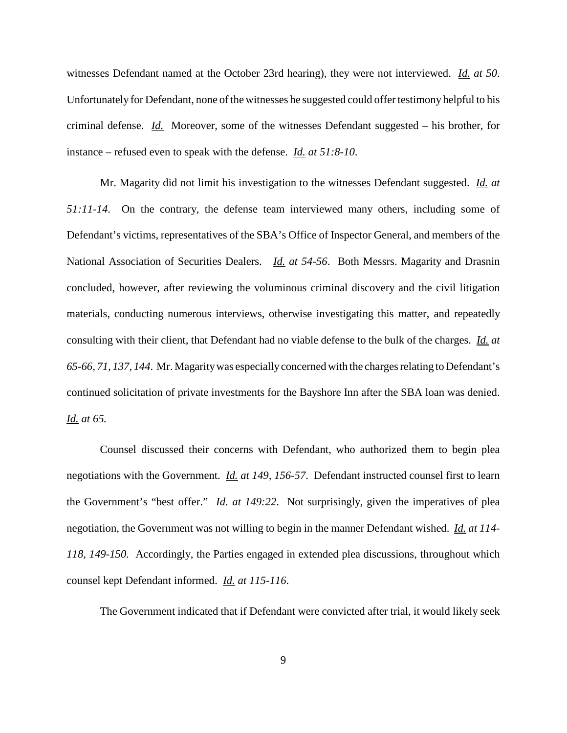witnesses Defendant named at the October 23rd hearing), they were not interviewed. *Id. at 50*. Unfortunately for Defendant, none of the witnesses he suggested could offer testimony helpful to his criminal defense. *Id.* Moreover, some of the witnesses Defendant suggested – his brother, for instance – refused even to speak with the defense. *Id. at 51:8-10*.

Mr. Magarity did not limit his investigation to the witnesses Defendant suggested. *Id. at 51:11-14*. On the contrary, the defense team interviewed many others, including some of Defendant's victims, representatives of the SBA's Office of Inspector General, and members of the National Association of Securities Dealers. *Id. at 54-56*. Both Messrs. Magarity and Drasnin concluded, however, after reviewing the voluminous criminal discovery and the civil litigation materials, conducting numerous interviews, otherwise investigating this matter, and repeatedly consulting with their client, that Defendant had no viable defense to the bulk of the charges. *Id. at 65-66, 71, 137, 144*. Mr. Magarity was especially concerned with the charges relating to Defendant's continued solicitation of private investments for the Bayshore Inn after the SBA loan was denied. *Id. at 65.*

Counsel discussed their concerns with Defendant, who authorized them to begin plea negotiations with the Government. *Id. at 149, 156-57*. Defendant instructed counsel first to learn the Government's "best offer." *Id. at 149:22*. Not surprisingly, given the imperatives of plea negotiation, the Government was not willing to begin in the manner Defendant wished. *Id. at 114-118, 149-150.* Accordingly, the Parties engaged in extended plea discussions, throughout which counsel kept Defendant informed. *Id. at 115-116*.

The Government indicated that if Defendant were convicted after trial, it would likely seek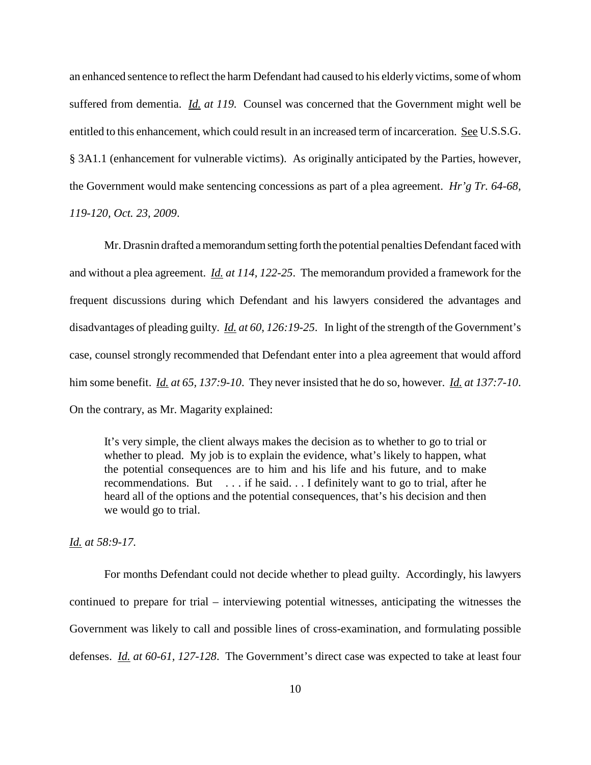an enhanced sentence to reflect the harm Defendant had caused to his elderly victims, some of whom suffered from dementia. *Id. at 119*. Counsel was concerned that the Government might well be entitled to this enhancement, which could result in an increased term of incarceration. See U.S.S.G. § 3A1.1 (enhancement for vulnerable victims). As originally anticipated by the Parties, however, the Government would make sentencing concessions as part of a plea agreement. *Hr'g Tr. 64-68, 119-120, Oct. 23, 2009*.

Mr. Drasnin drafted a memorandum setting forth the potential penalties Defendant faced with and without a plea agreement. *Id. at 114, 122-25*. The memorandum provided a framework for the frequent discussions during which Defendant and his lawyers considered the advantages and disadvantages of pleading guilty. *Id. at 60, 126:19-25*. In light of the strength of the Government's case, counsel strongly recommended that Defendant enter into a plea agreement that would afford him some benefit. *Id. at 65, 137:9-10*. They never insisted that he do so, however. *Id. at 137:7-10*. On the contrary, as Mr. Magarity explained:

> It's very simple, the client always makes the decision as to whether to go to trial or whether to plead. My job is to explain the evidence, what's likely to happen, what the potential consequences are to him and his life and his future, and to make recommendations. But . . . if he said. . . I definitely want to go to trial, after he heard all of the options and the potential consequences, that's his decision and then we would go to trial.

*Id. at 58:9-17.*

For months Defendant could not decide whether to plead guilty. Accordingly, his lawyers continued to prepare for trial – interviewing potential witnesses, anticipating the witnesses the Government was likely to call and possible lines of cross-examination, and formulating possible defenses. *Id. at 60-61, 127-128*. The Government's direct case was expected to take at least four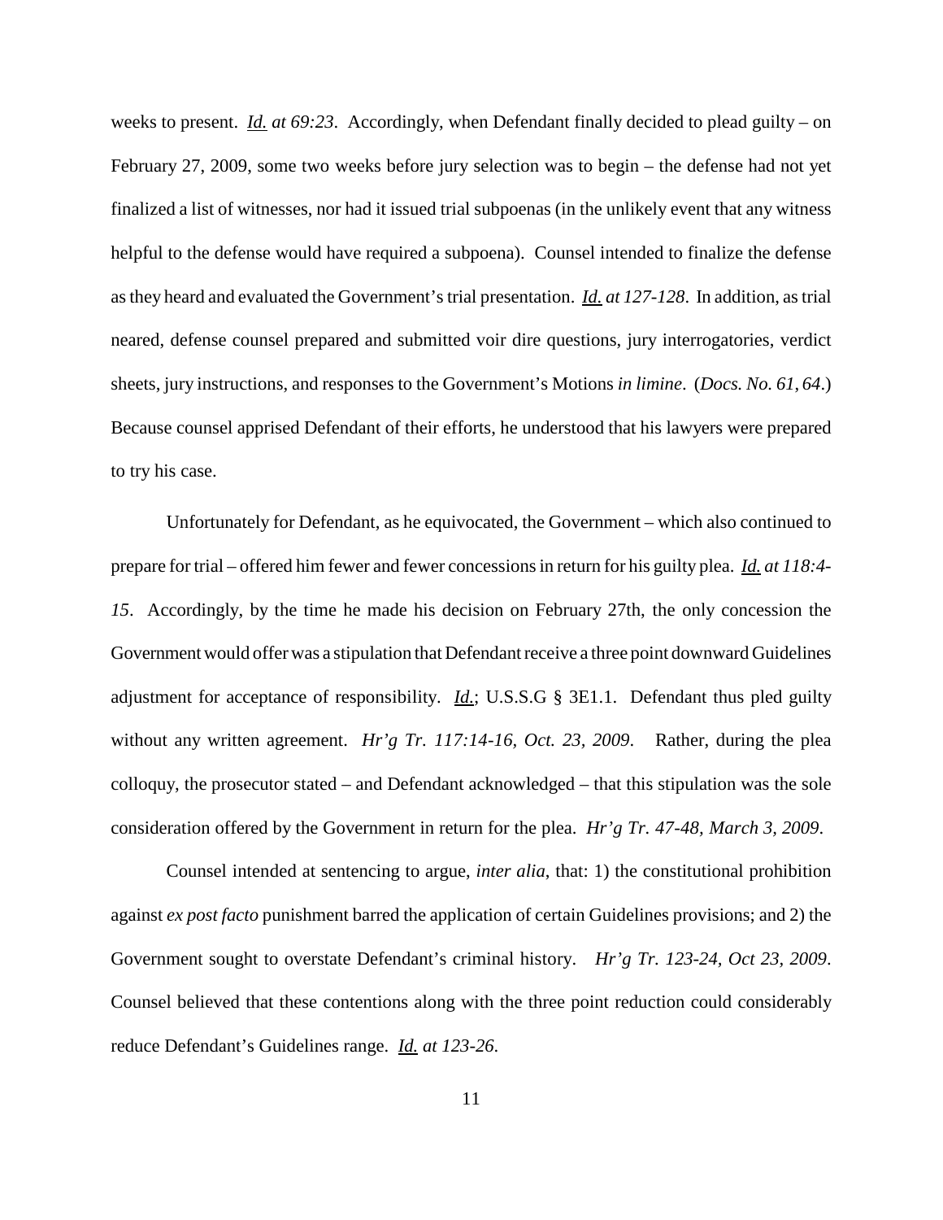weeks to present. *Id. at 69:23*. Accordingly, when Defendant finally decided to plead guilty – on February 27, 2009, some two weeks before jury selection was to begin – the defense had not yet finalized a list of witnesses, nor had it issued trial subpoenas (in the unlikely event that any witness helpful to the defense would have required a subpoena). Counsel intended to finalize the defense as they heard and evaluated the Government's trial presentation. *Id. at 127-128*. In addition, as trial neared, defense counsel prepared and submitted voir dire questions, jury interrogatories, verdict sheets, jury instructions, and responses to the Government's Motions *in limine*. (*Docs. No. 61, 64*.) Because counsel apprised Defendant of their efforts, he understood that his lawyers were prepared to try his case.

Unfortunately for Defendant, as he equivocated, the Government – which also continued to prepare for trial – offered him fewer and fewer concessions in return for his guilty plea. *Id. at 118:4-15*. Accordingly, by the time he made his decision on February 27th, the only concession the Government would offer was a stipulation that Defendant receive a three point downward Guidelines adjustment for acceptance of responsibility. *Id.*; U.S.S.G § 3E1.1. Defendant thus pled guilty without any written agreement. *Hr'g Tr. 117:14-16, Oct. 23, 2009*. Rather, during the plea colloquy, the prosecutor stated – and Defendant acknowledged – that this stipulation was the sole consideration offered by the Government in return for the plea. *Hr'g Tr. 47-48, March 3, 2009*.

Counsel intended at sentencing to argue, *inter alia*, that: 1) the constitutional prohibition against *ex post facto* punishment barred the application of certain Guidelines provisions; and 2) the Government sought to overstate Defendant's criminal history. *Hr'g Tr. 123-24, Oct 23, 2009*. Counsel believed that these contentions along with the three point reduction could considerably reduce Defendant's Guidelines range. *Id. at 123-26*.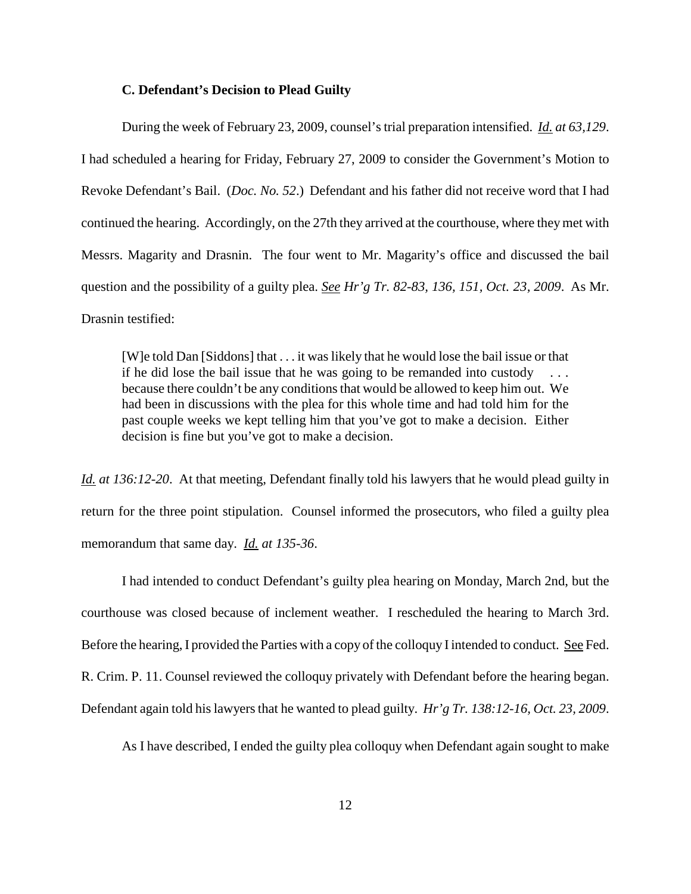### C. Defendant's Decision to Plead Guilty

During the week of February 23, 2009, counsel's trial preparation intensified. *Id. at 63,129*. I had scheduled a hearing for Friday, February 27, 2009 to consider the Government's Motion to Revoke Defendant's Bail. (*Doc. No. 52*.) Defendant and his father did not receive word that I had continued the hearing. Accordingly, on the 27th they arrived at the courthouse, where they met with Messrs. Magarity and Drasnin. The four went to Mr. Magarity's office and discussed the bail question and the possibility of a guilty plea. *See Hr'g Tr. 82-83, 136, 151, Oct. 23, 2009*. As Mr. Drasnin testified:

> [W]e told Dan [Siddons] that . . . it was likely that he would lose the bail issue or that if he did lose the bail issue that he was going to be remanded into custody . . . because there couldn't be any conditions that would be allowed to keep him out. We had been in discussions with the plea for this whole time and had told him for the past couple weeks we kept telling him that you've got to make a decision. Either decision is fine but you've got to make a decision.

*Id. at 136:12-20*. At that meeting, Defendant finally told his lawyers that he would plead guilty in return for the three point stipulation. Counsel informed the prosecutors, who filed a guilty plea memorandum that same day. *Id. at 135-36*.

I had intended to conduct Defendant's guilty plea hearing on Monday, March 2nd, but the courthouse was closed because of inclement weather. I rescheduled the hearing to March 3rd. Before the hearing, I provided the Parties with a copy of the colloquy I intended to conduct. See Fed. R. Crim. P. 11. Counsel reviewed the colloquy privately with Defendant before the hearing began. Defendant again told his lawyers that he wanted to plead guilty. *Hr'g Tr. 138:12-16, Oct. 23, 2009*.

As I have described, I ended the guilty plea colloquy when Defendant again sought to make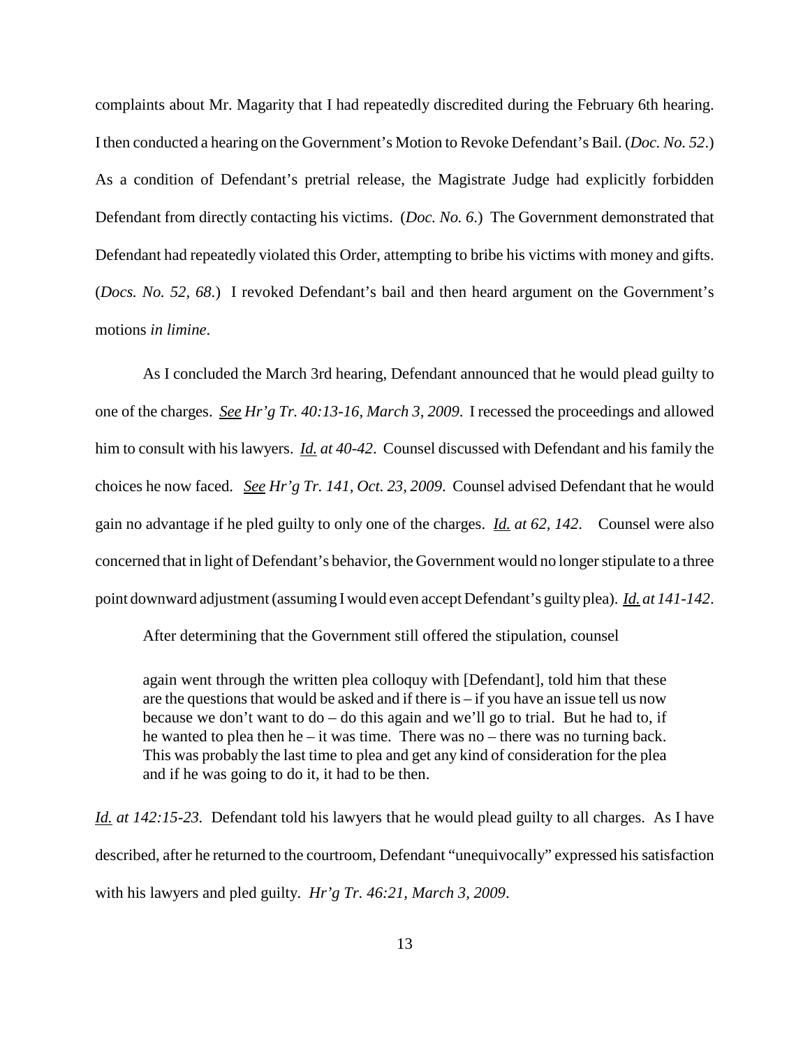complaints about Mr. Magarity that I had repeatedly discredited during the February 6th hearing. I then conducted a hearing on the Government's Motion to Revoke Defendant's Bail. (*Doc. No. 52*.) As a condition of Defendant's pretrial release, the Magistrate Judge had explicitly forbidden Defendant from directly contacting his victims. (*Doc. No. 6*.) The Government demonstrated that Defendant had repeatedly violated this Order, attempting to bribe his victims with money and gifts. (*Docs. No. 52, 68*.) I revoked Defendant's bail and then heard argument on the Government's motions *in limine*.

As I concluded the March 3rd hearing, Defendant announced that he would plead guilty to one of the charges. *See Hr'g Tr. 40:13-16, March 3, 2009*. I recessed the proceedings and allowed him to consult with his lawyers. *Id. at 40-42*. Counsel discussed with Defendant and his family the choices he now faced. *See Hr'g Tr. 141, Oct. 23, 2009*. Counsel advised Defendant that he would gain no advantage if he pled guilty to only one of the charges. *Id. at 62, 142*. Counsel were also concerned that in light of Defendant's behavior, the Government would no longer stipulate to a three point downward adjustment (assuming I would even accept Defendant's guilty plea). *Id. at 141-142*.

After determining that the Government still offered the stipulation, counsel

> again went through the written plea colloquy with [Defendant], told him that these are the questions that would be asked and if there is – if you have an issue tell us now because we don't want to do – do this again and we'll go to trial. But he had to, if he wanted to plea then he – it was time. There was no – there was no turning back. This was probably the last time to plea and get any kind of consideration for the plea and if he was going to do it, it had to be then.

*Id. at 142:15-23*. Defendant told his lawyers that he would plead guilty to all charges. As I have described, after he returned to the courtroom, Defendant "unequivocally" expressed his satisfaction with his lawyers and pled guilty. *Hr'g Tr. 46:21, March 3, 2009*.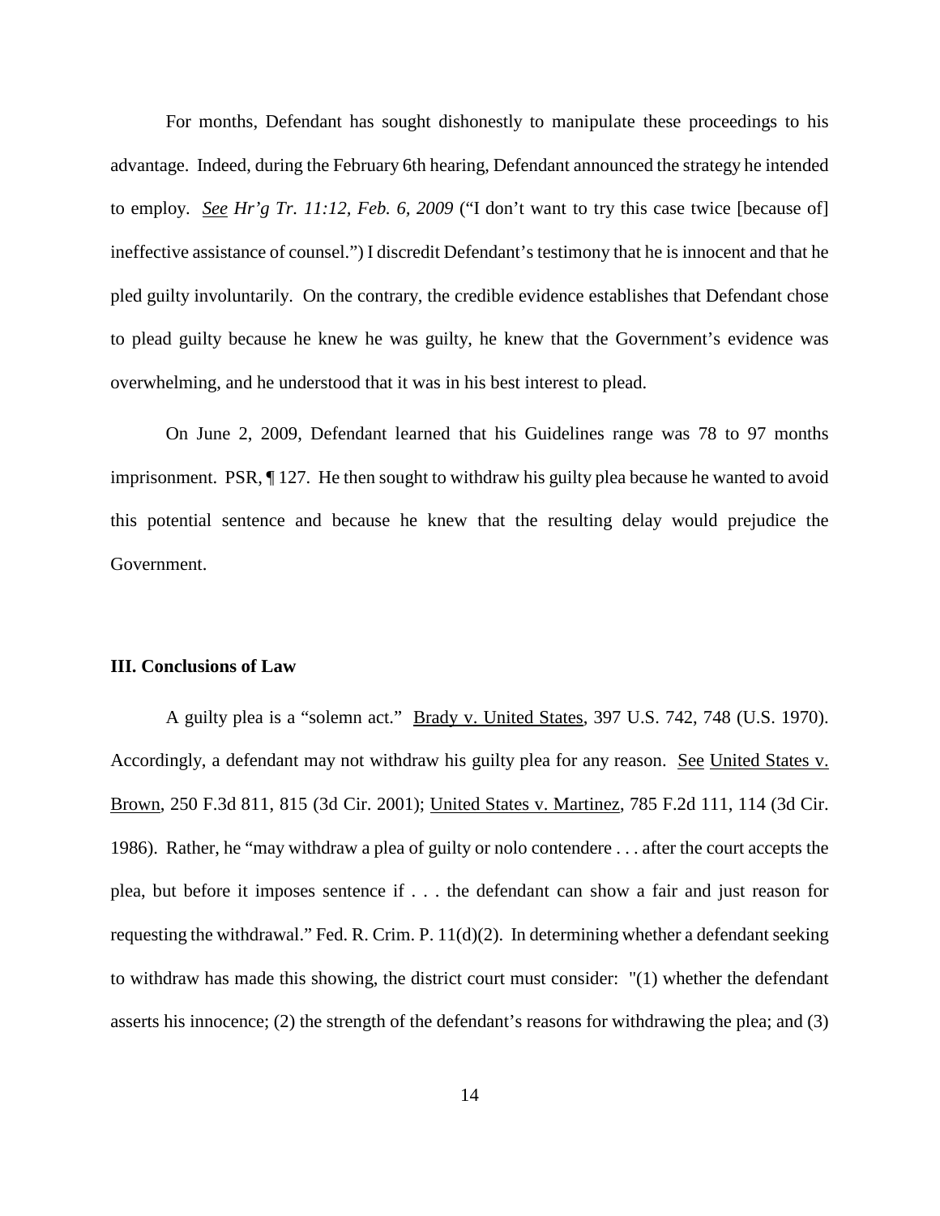For months, Defendant has sought dishonestly to manipulate these proceedings to his advantage. Indeed, during the February 6th hearing, Defendant announced the strategy he intended to employ. *See Hr'g Tr. 11:12, Feb. 6, 2009* ("I don't want to try this case twice [because of] ineffective assistance of counsel.") I discredit Defendant's testimony that he is innocent and that he pled guilty involuntarily. On the contrary, the credible evidence establishes that Defendant chose to plead guilty because he knew he was guilty, he knew that the Government's evidence was overwhelming, and he understood that it was in his best interest to plead.

On June 2, 2009, Defendant learned that his Guidelines range was 78 to 97 months imprisonment. PSR, ¶ 127. He then sought to withdraw his guilty plea because he wanted to avoid this potential sentence and because he knew that the resulting delay would prejudice the Government.

### III. Conclusions of Law

A guilty plea is a "solemn act." Brady v. United States, 397 U.S. 742, 748 (U.S. 1970). Accordingly, a defendant may not withdraw his guilty plea for any reason. See United States v. Brown, 250 F.3d 811, 815 (3d Cir. 2001); United States v. Martinez, 785 F.2d 111, 114 (3d Cir. 1986). Rather, he "may withdraw a plea of guilty or nolo contendere . . . after the court accepts the plea, but before it imposes sentence if . . . the defendant can show a fair and just reason for requesting the withdrawal." Fed. R. Crim. P. 11(d)(2). In determining whether a defendant seeking to withdraw has made this showing, the district court must consider: "(1) whether the defendant asserts his innocence; (2) the strength of the defendant's reasons for withdrawing the plea; and (3)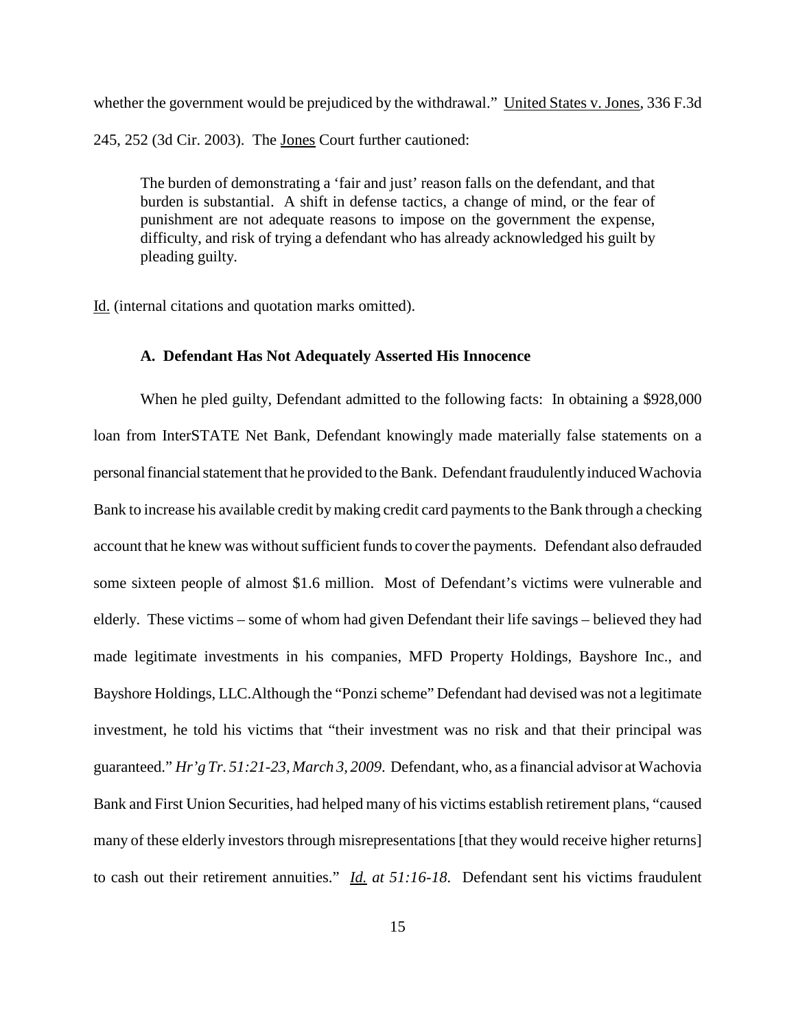whether the government would be prejudiced by the withdrawal." United States v. Jones, 336 F.3d 245, 252 (3d Cir. 2003). The Jones Court further cautioned:

> The burden of demonstrating a 'fair and just' reason falls on the defendant, and that burden is substantial. A shift in defense tactics, a change of mind, or the fear of punishment are not adequate reasons to impose on the government the expense, difficulty, and risk of trying a defendant who has already acknowledged his guilt by pleading guilty.

Id. (internal citations and quotation marks omitted).

### A. Defendant Has Not Adequately Asserted His Innocence

When he pled guilty, Defendant admitted to the following facts: In obtaining a $928,000 loan from InterSTATE Net Bank, Defendant knowingly made materially false statements on a personal financial statement that he provided to the Bank. Defendant fraudulently induced Wachovia Bank to increase his available credit by making credit card payments to the Bank through a checking account that he knew was without sufficient funds to cover the payments. Defendant also defrauded some sixteen people of almost $1.6 million. Most of Defendant's victims were vulnerable and elderly. These victims – some of whom had given Defendant their life savings – believed they had made legitimate investments in his companies, MFD Property Holdings, Bayshore Inc., and Bayshore Holdings, LLC.Although the "Ponzi scheme" Defendant had devised was not a legitimate investment, he told his victims that "their investment was no risk and that their principal was guaranteed." *Hr'g Tr. 51:21-23, March 3, 2009*. Defendant, who, as a financial advisor at Wachovia Bank and First Union Securities, had helped many of his victims establish retirement plans, "caused many of these elderly investors through misrepresentations [that they would receive higher returns] to cash out their retirement annuities." *Id. at 51:16-18*. Defendant sent his victims fraudulent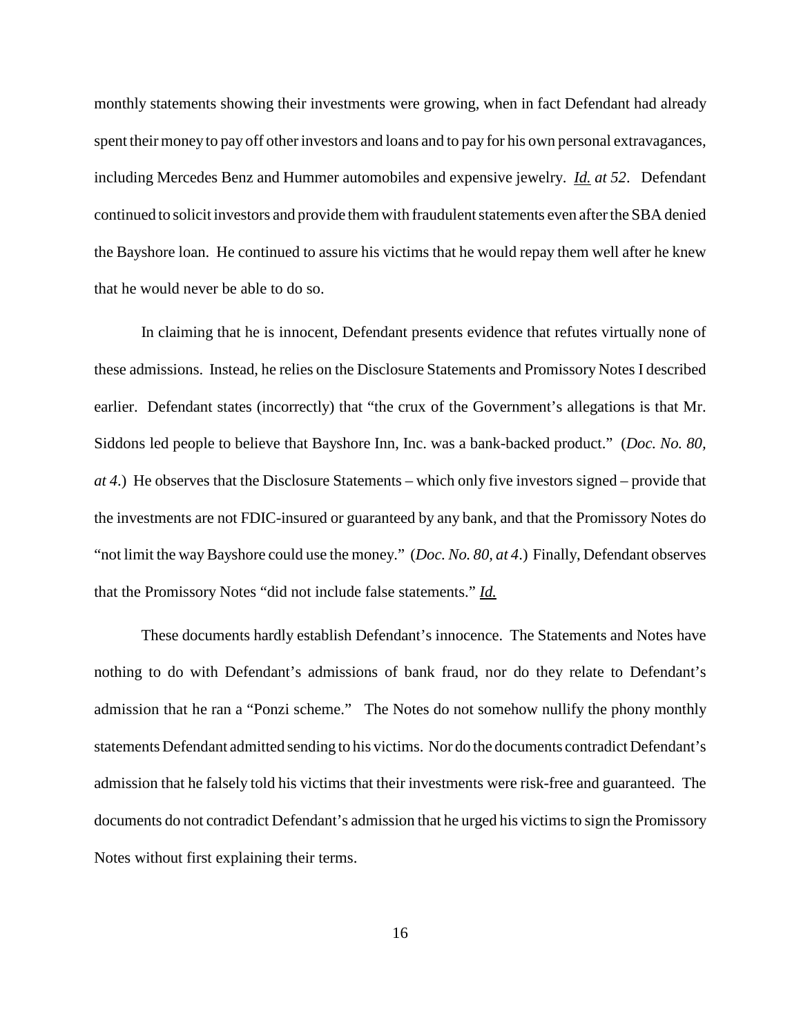monthly statements showing their investments were growing, when in fact Defendant had already spent their money to pay off other investors and loans and to pay for his own personal extravagances, including Mercedes Benz and Hummer automobiles and expensive jewelry. *Id. at 52*. Defendant continued to solicit investors and provide them with fraudulent statements even after the SBA denied the Bayshore loan. He continued to assure his victims that he would repay them well after he knew that he would never be able to do so.

In claiming that he is innocent, Defendant presents evidence that refutes virtually none of these admissions. Instead, he relies on the Disclosure Statements and Promissory Notes I described earlier. Defendant states (incorrectly) that "the crux of the Government's allegations is that Mr. Siddons led people to believe that Bayshore Inn, Inc. was a bank-backed product." (*Doc. No. 80, at 4*.) He observes that the Disclosure Statements – which only five investors signed – provide that the investments are not FDIC-insured or guaranteed by any bank, and that the Promissory Notes do "not limit the way Bayshore could use the money." (*Doc. No. 80, at 4*.) Finally, Defendant observes that the Promissory Notes "did not include false statements." *Id.*

These documents hardly establish Defendant's innocence. The Statements and Notes have nothing to do with Defendant's admissions of bank fraud, nor do they relate to Defendant's admission that he ran a "Ponzi scheme." The Notes do not somehow nullify the phony monthly statements Defendant admitted sending to his victims. Nor do the documents contradict Defendant's admission that he falsely told his victims that their investments were risk-free and guaranteed. The documents do not contradict Defendant's admission that he urged his victims to sign the Promissory Notes without first explaining their terms.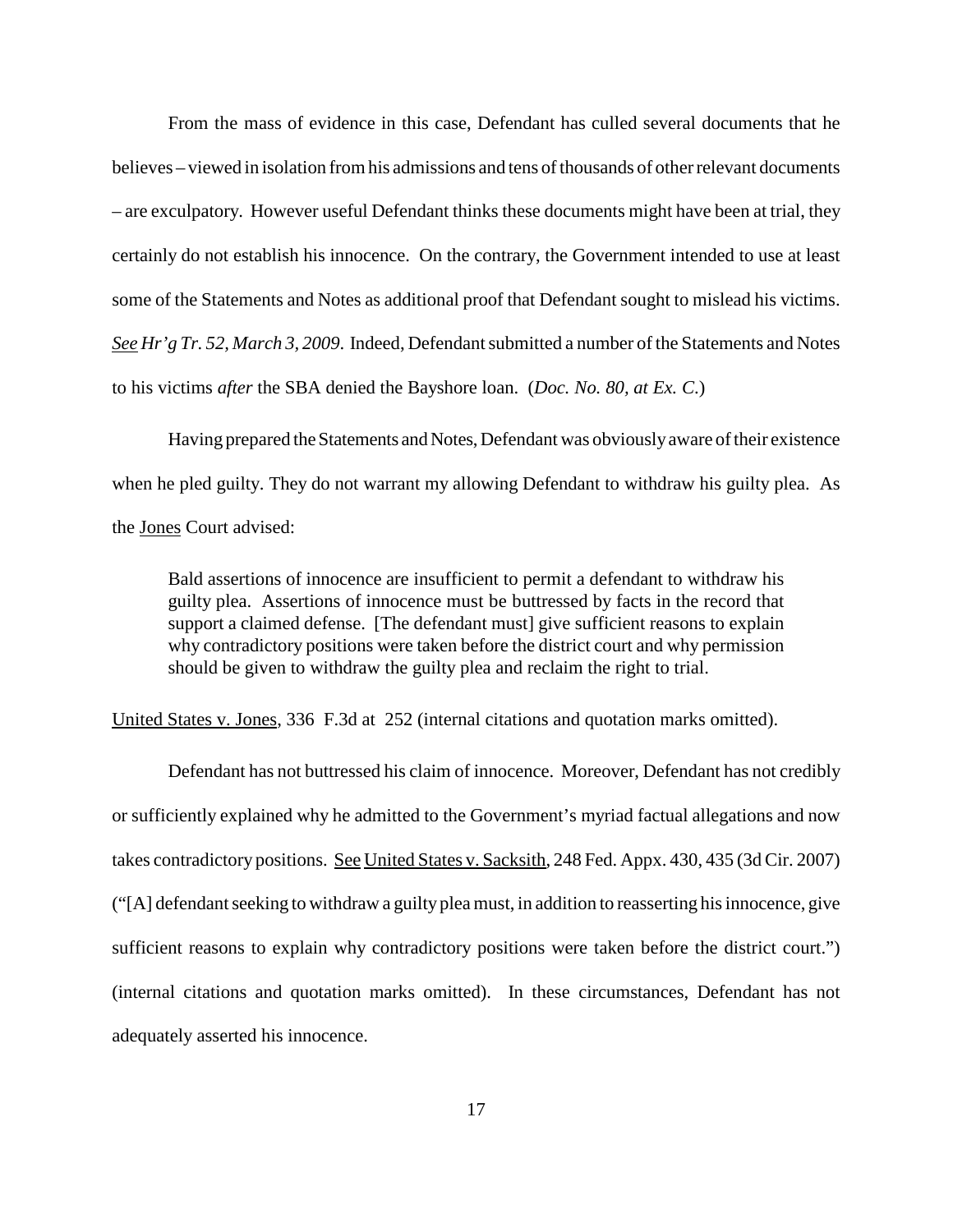From the mass of evidence in this case, Defendant has culled several documents that he believes – viewed in isolation from his admissions and tens of thousands of other relevant documents – are exculpatory. However useful Defendant thinks these documents might have been at trial, they certainly do not establish his innocence. On the contrary, the Government intended to use at least some of the Statements and Notes as additional proof that Defendant sought to mislead his victims. *See Hr'g Tr. 52, March 3, 2009*. Indeed, Defendant submitted a number of the Statements and Notes to his victims *after* the SBA denied the Bayshore loan. (*Doc. No. 80, at Ex. C.*)

Having prepared the Statements and Notes, Defendant was obviously aware of their existence when he pled guilty. They do not warrant my allowing Defendant to withdraw his guilty plea. As the Jones Court advised:

> Bald assertions of innocence are insufficient to permit a defendant to withdraw his guilty plea. Assertions of innocence must be buttressed by facts in the record that support a claimed defense. [The defendant must] give sufficient reasons to explain why contradictory positions were taken before the district court and why permission should be given to withdraw the guilty plea and reclaim the right to trial.

United States v. Jones, 336 F.3d at 252 (internal citations and quotation marks omitted).

Defendant has not buttressed his claim of innocence. Moreover, Defendant has not credibly or sufficiently explained why he admitted to the Government's myriad factual allegations and now takes contradictory positions. See United States v. Sacksith, 248 Fed. Appx. 430, 435 (3d Cir. 2007) ("[A] defendant seeking to withdraw a guilty plea must, in addition to reasserting his innocence, give sufficient reasons to explain why contradictory positions were taken before the district court.") (internal citations and quotation marks omitted). In these circumstances, Defendant has not adequately asserted his innocence.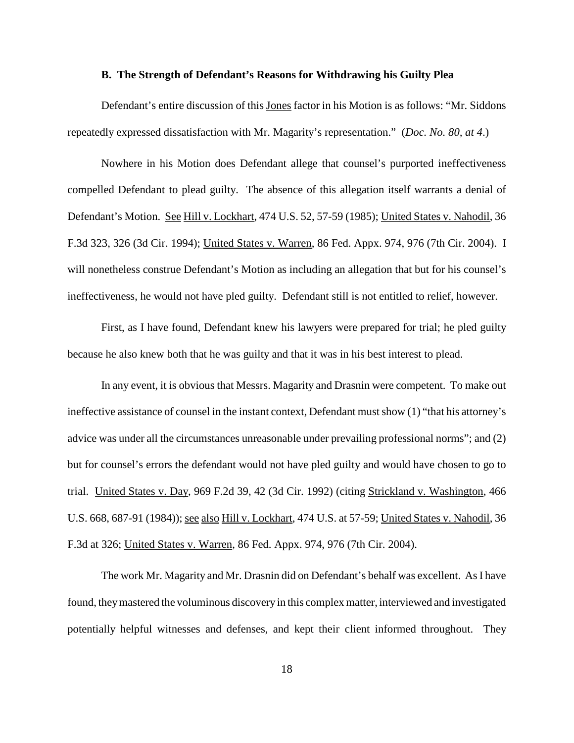### B. The Strength of Defendant's Reasons for Withdrawing his Guilty Plea

Defendant's entire discussion of this Jones factor in his Motion is as follows: "Mr. Siddons repeatedly expressed dissatisfaction with Mr. Magarity's representation." (*Doc. No. 80, at 4*.)

Nowhere in his Motion does Defendant allege that counsel's purported ineffectiveness compelled Defendant to plead guilty. The absence of this allegation itself warrants a denial of Defendant's Motion. See Hill v. Lockhart, 474 U.S. 52, 57-59 (1985); United States v. Nahodil, 36 F.3d 323, 326 (3d Cir. 1994); United States v. Warren, 86 Fed. Appx. 974, 976 (7th Cir. 2004). I will nonetheless construe Defendant's Motion as including an allegation that but for his counsel's ineffectiveness, he would not have pled guilty. Defendant still is not entitled to relief, however.

First, as I have found, Defendant knew his lawyers were prepared for trial; he pled guilty because he also knew both that he was guilty and that it was in his best interest to plead.

In any event, it is obvious that Messrs. Magarity and Drasnin were competent. To make out ineffective assistance of counsel in the instant context, Defendant must show (1) "that his attorney's advice was under all the circumstances unreasonable under prevailing professional norms"; and (2) but for counsel's errors the defendant would not have pled guilty and would have chosen to go to trial. United States v. Day, 969 F.2d 39, 42 (3d Cir. 1992) (citing Strickland v. Washington, 466 U.S. 668, 687-91 (1984)); see also Hill v. Lockhart, 474 U.S. at 57-59; United States v. Nahodil, 36 F.3d at 326; United States v. Warren, 86 Fed. Appx. 974, 976 (7th Cir. 2004).

The work Mr. Magarity and Mr. Drasnin did on Defendant's behalf was excellent. As I have found, they mastered the voluminous discovery in this complex matter, interviewed and investigated potentially helpful witnesses and defenses, and kept their client informed throughout. They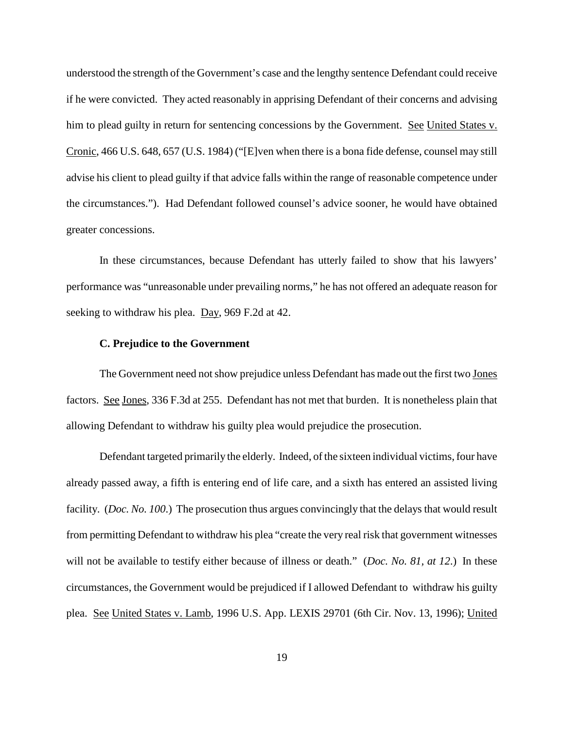understood the strength of the Government's case and the lengthy sentence Defendant could receive if he were convicted. They acted reasonably in apprising Defendant of their concerns and advising him to plead guilty in return for sentencing concessions by the Government. See United States v. Cronic, 466 U.S. 648, 657 (U.S. 1984) ("[E]ven when there is a bona fide defense, counsel may still advise his client to plead guilty if that advice falls within the range of reasonable competence under the circumstances."). Had Defendant followed counsel's advice sooner, he would have obtained greater concessions.

In these circumstances, because Defendant has utterly failed to show that his lawyers' performance was "unreasonable under prevailing norms," he has not offered an adequate reason for seeking to withdraw his plea. Day, 969 F.2d at 42.

**C. Prejudice to the Government**

The Government need not show prejudice unless Defendant has made out the first two Jones factors. See Jones, 336 F.3d at 255. Defendant has not met that burden. It is nonetheless plain that allowing Defendant to withdraw his guilty plea would prejudice the prosecution.

Defendant targeted primarily the elderly. Indeed, of the sixteen individual victims, four have already passed away, a fifth is entering end of life care, and a sixth has entered an assisted living facility. (*Doc. No. 100.*) The prosecution thus argues convincingly that the delays that would result from permitting Defendant to withdraw his plea "create the very real risk that government witnesses will not be available to testify either because of illness or death." (*Doc. No. 81, at 12.*) In these circumstances, the Government would be prejudiced if I allowed Defendant to withdraw his guilty plea. See United States v. Lamb, 1996 U.S. App. LEXIS 29701 (6th Cir. Nov. 13, 1996); United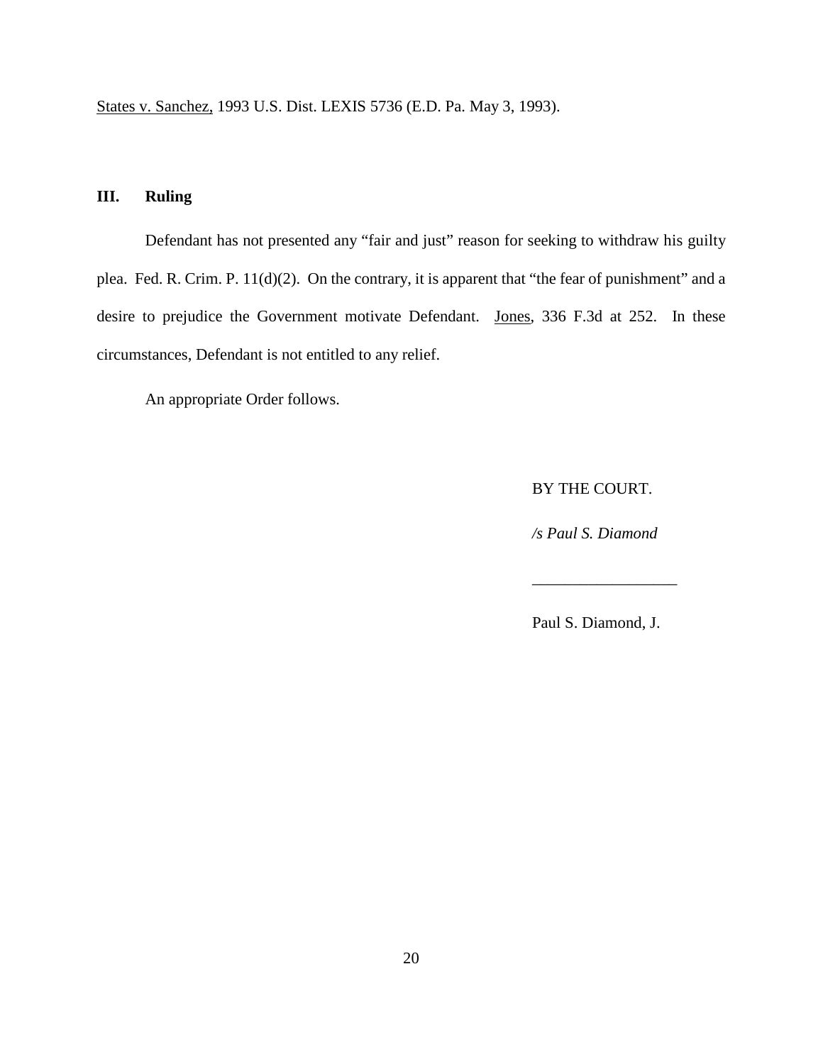States v. Sanchez, 1993 U.S. Dist. LEXIS 5736 (E.D. Pa. May 3, 1993).

## III. Ruling

Defendant has not presented any "fair and just" reason for seeking to withdraw his guilty plea. Fed. R. Crim. P. 11(d)(2). On the contrary, it is apparent that "the fear of punishment" and a desire to prejudice the Government motivate Defendant. Jones, 336 F.3d at 252. In these circumstances, Defendant is not entitled to any relief.

An appropriate Order follows.

BY THE COURT.

*/s Paul S. Diamond*

\_\_\_\_\_\_\_\_\_\_\_\_\_\_\_\_\_\_

Paul S. Diamond, J.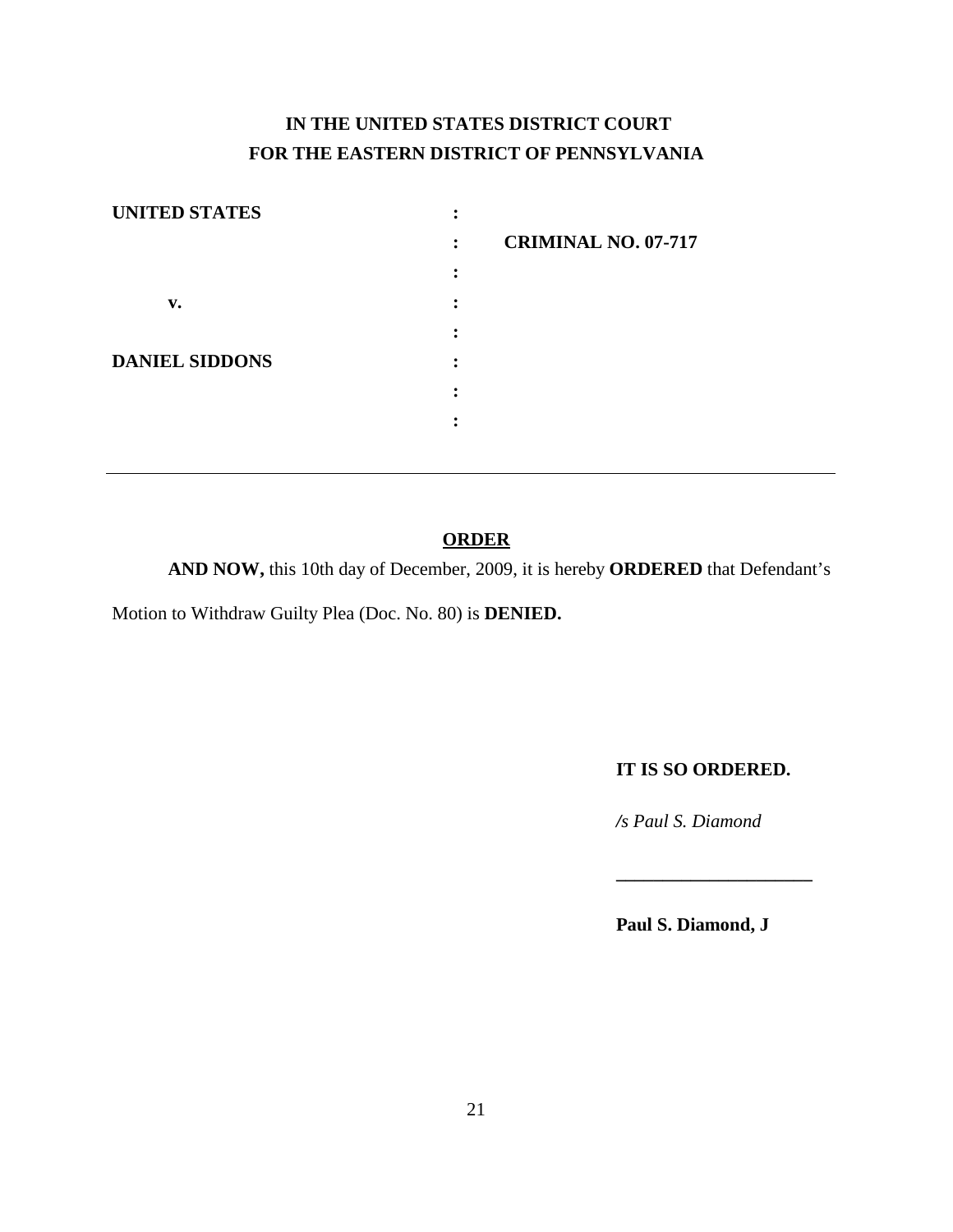**IN THE UNITED STATES DISTRICT COURT**
**FOR THE EASTERN DISTRICT OF PENNSYLVANIA**

| | | |
|---|---|---|
| **UNITED STATES** | : | |
| | : | **CRIMINAL NO. 07-717** |
| | : | |
| **v.** | : | |
| | : | |
| **DANIEL SIDDONS** | : | |
| | : | |
| | : | |

---

**ORDER**

**AND NOW,** this 10th day of December, 2009, it is hereby **ORDERED** that Defendant's Motion to Withdraw Guilty Plea (Doc. No. 80) is **DENIED.**

**IT IS SO ORDERED.**

*/s Paul S. Diamond*

______________________

**Paul S. Diamond, J**